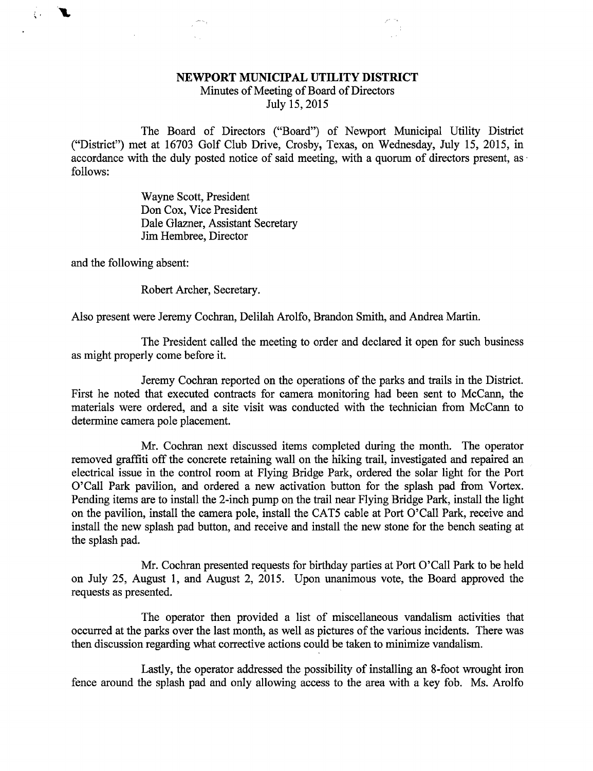**NEWPORT MUNICIPAL UTILITY DISTRICT**

Minutes of Meeting of Board of Directors

July 15, 2015

The Board of Directors ("Board") of Newport Municipal Utility District ("District") met at 16703 Golf Club Drive, Crosby, Texas, on Wednesday, July 15, 2015, in accordance with the duly posted notice of said meeting, with a quorum of directors present, as follows:

Wayne Scott, President
Don Cox, Vice President
Dale Glazner, Assistant Secretary
Jim Hembree, Director

and the following absent:

Robert Archer, Secretary.

Also present were Jeremy Cochran, Delilah Arolfo, Brandon Smith, and Andrea Martin.

The President called the meeting to order and declared it open for such business as might properly come before it.

Jeremy Cochran reported on the operations of the parks and trails in the District. First he noted that executed contracts for camera monitoring had been sent to McCann, the materials were ordered, and a site visit was conducted with the technician from McCann to determine camera pole placement.

Mr. Cochran next discussed items completed during the month. The operator removed graffiti off the concrete retaining wall on the hiking trail, investigated and repaired an electrical issue in the control room at Flying Bridge Park, ordered the solar light for the Port O'Call Park pavilion, and ordered a new activation button for the splash pad from Vortex. Pending items are to install the 2-inch pump on the trail near Flying Bridge Park, install the light on the pavilion, install the camera pole, install the CAT5 cable at Port O'Call Park, receive and install the new splash pad button, and receive and install the new stone for the bench seating at the splash pad.

Mr. Cochran presented requests for birthday parties at Port O'Call Park to be held on July 25, August 1, and August 2, 2015. Upon unanimous vote, the Board approved the requests as presented.

The operator then provided a list of miscellaneous vandalism activities that occurred at the parks over the last month, as well as pictures of the various incidents. There was then discussion regarding what corrective actions could be taken to minimize vandalism.

Lastly, the operator addressed the possibility of installing an 8-foot wrought iron fence around the splash pad and only allowing access to the area with a key fob. Ms. Arolfo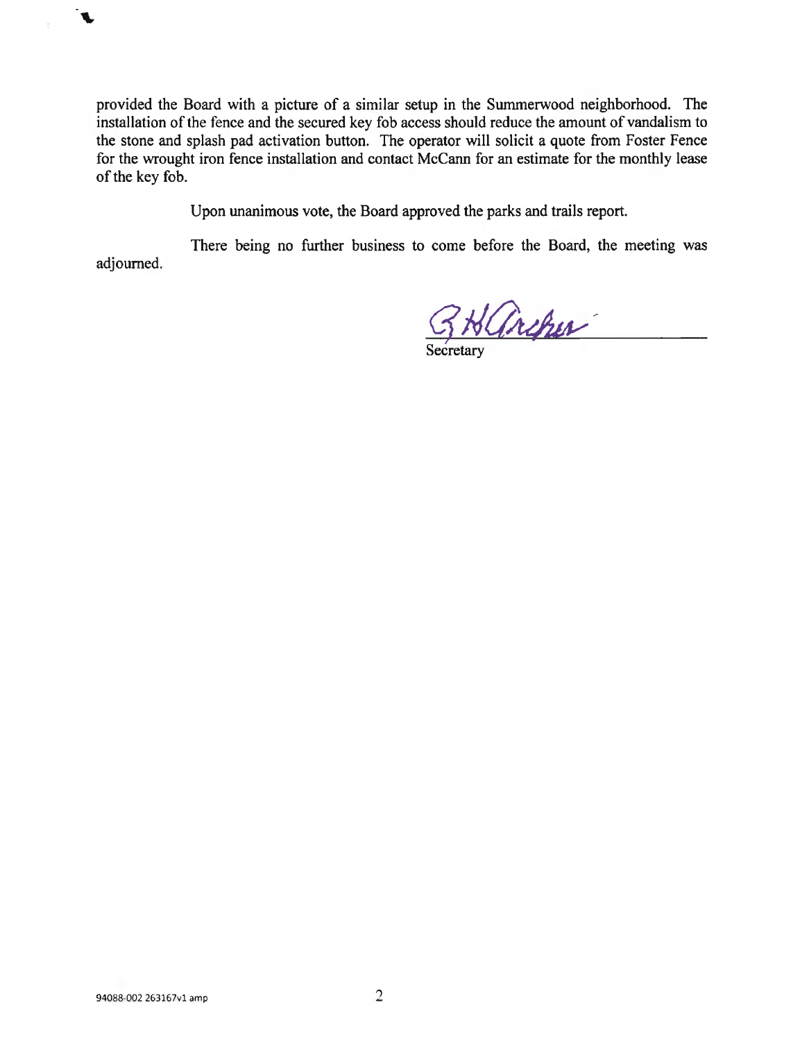provided the Board with a picture of a similar setup in the Summerwood neighborhood. The installation of the fence and the secured key fob access should reduce the amount of vandalism to the stone and splash pad activation button. The operator will solicit a quote from Foster Fence for the wrought iron fence installation and contact McCann for an estimate for the monthly lease of the key fob.

Upon unanimous vote, the Board approved the parks and trails report.

There being no further business to come before the Board, the meeting was adjourned.

G H Archer

Secretary

94088-002 263167v1 amp